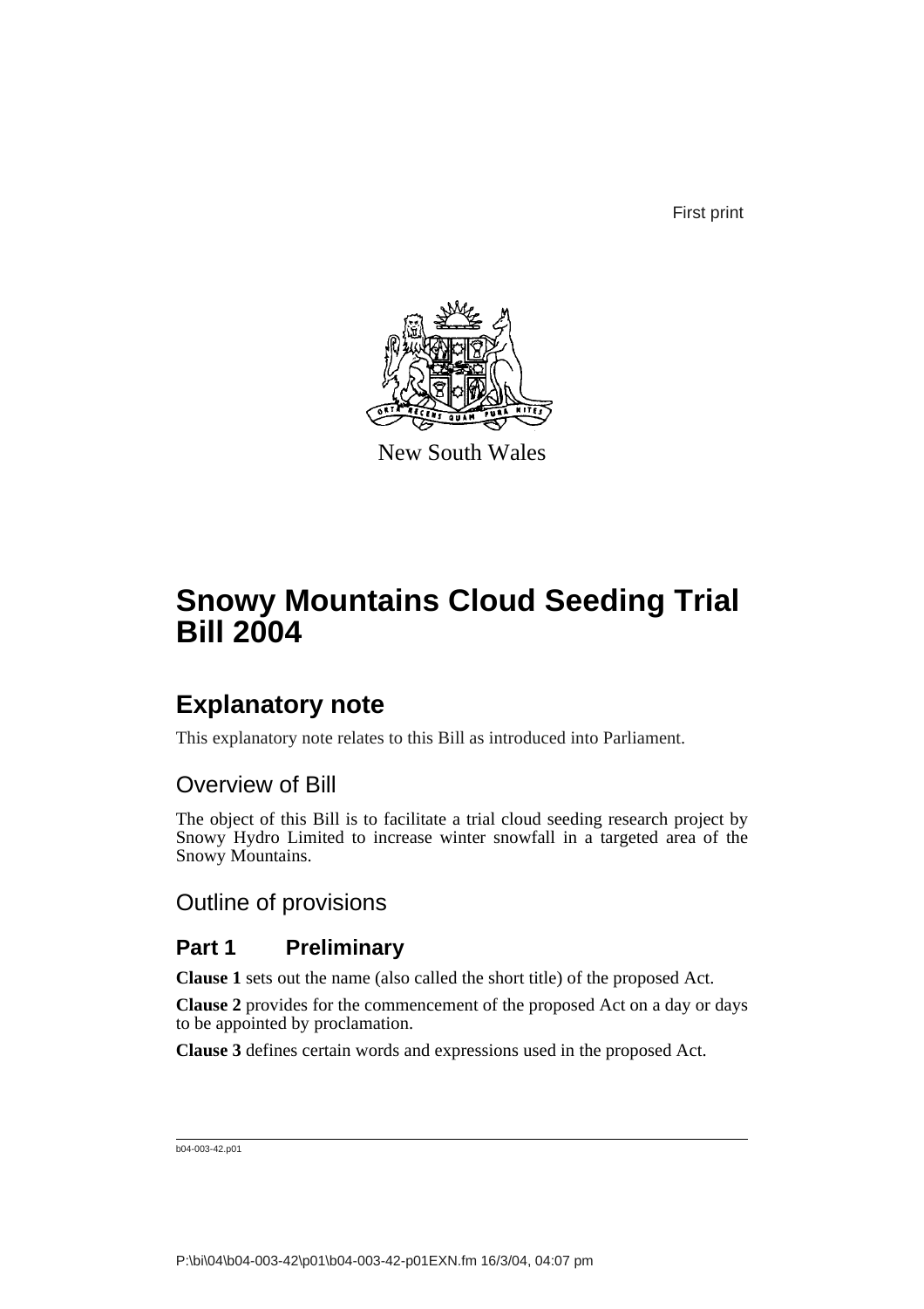First print

New South Wales

# Snowy Mountains Cloud Seeding Trial Bill 2004

## Explanatory note

This explanatory note relates to this Bill as introduced into Parliament.

### Overview of Bill

The object of this Bill is to facilitate a trial cloud seeding research project by Snowy Hydro Limited to increase winter snowfall in a targeted area of the Snowy Mountains.

### Outline of provisions

### Part 1 Preliminary

**Clause 1** sets out the name (also called the short title) of the proposed Act.

**Clause 2** provides for the commencement of the proposed Act on a day or days to be appointed by proclamation.

**Clause 3** defines certain words and expressions used in the proposed Act.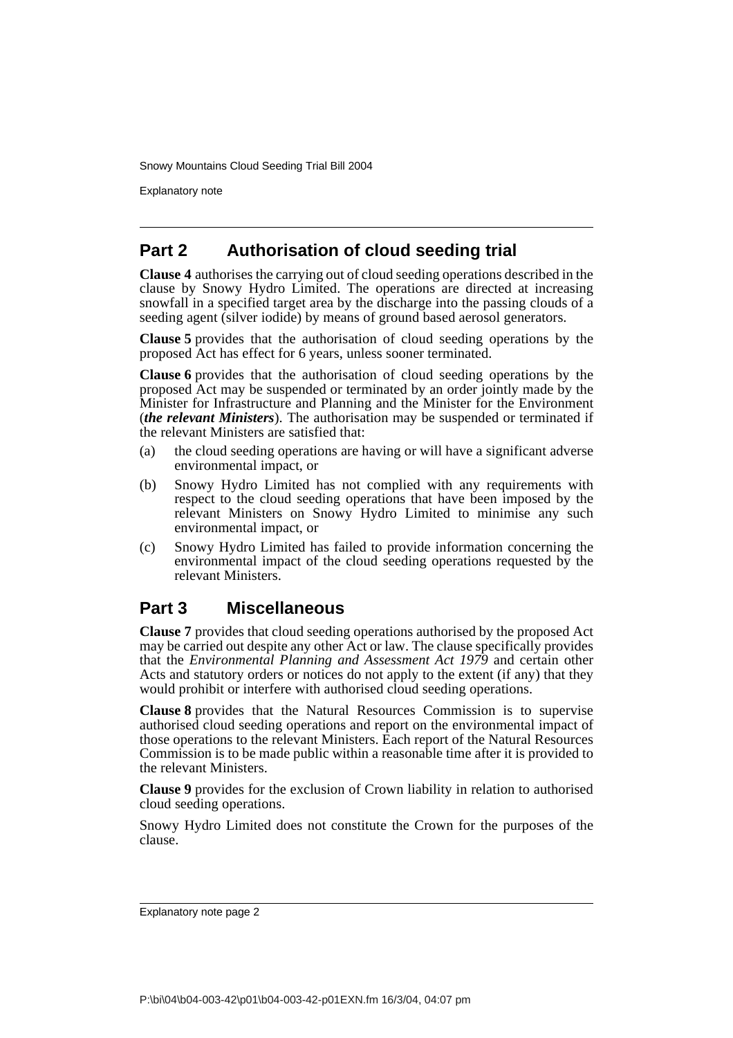## Part 2 Authorisation of cloud seeding trial

**Clause 4** authorises the carrying out of cloud seeding operations described in the clause by Snowy Hydro Limited. The operations are directed at increasing snowfall in a specified target area by the discharge into the passing clouds of a seeding agent (silver iodide) by means of ground based aerosol generators.

**Clause 5** provides that the authorisation of cloud seeding operations by the proposed Act has effect for 6 years, unless sooner terminated.

**Clause 6** provides that the authorisation of cloud seeding operations by the proposed Act may be suspended or terminated by an order jointly made by the Minister for Infrastructure and Planning and the Minister for the Environment (***the relevant Ministers***). The authorisation may be suspended or terminated if the relevant Ministers are satisfied that:

(a) the cloud seeding operations are having or will have a significant adverse environmental impact, or

(b) Snowy Hydro Limited has not complied with any requirements with respect to the cloud seeding operations that have been imposed by the relevant Ministers on Snowy Hydro Limited to minimise any such environmental impact, or

(c) Snowy Hydro Limited has failed to provide information concerning the environmental impact of the cloud seeding operations requested by the relevant Ministers.

## Part 3 Miscellaneous

**Clause 7** provides that cloud seeding operations authorised by the proposed Act may be carried out despite any other Act or law. The clause specifically provides that the *Environmental Planning and Assessment Act 1979* and certain other Acts and statutory orders or notices do not apply to the extent (if any) that they would prohibit or interfere with authorised cloud seeding operations.

**Clause 8** provides that the Natural Resources Commission is to supervise authorised cloud seeding operations and report on the environmental impact of those operations to the relevant Ministers. Each report of the Natural Resources Commission is to be made public within a reasonable time after it is provided to the relevant Ministers.

**Clause 9** provides for the exclusion of Crown liability in relation to authorised cloud seeding operations.

Snowy Hydro Limited does not constitute the Crown for the purposes of the clause.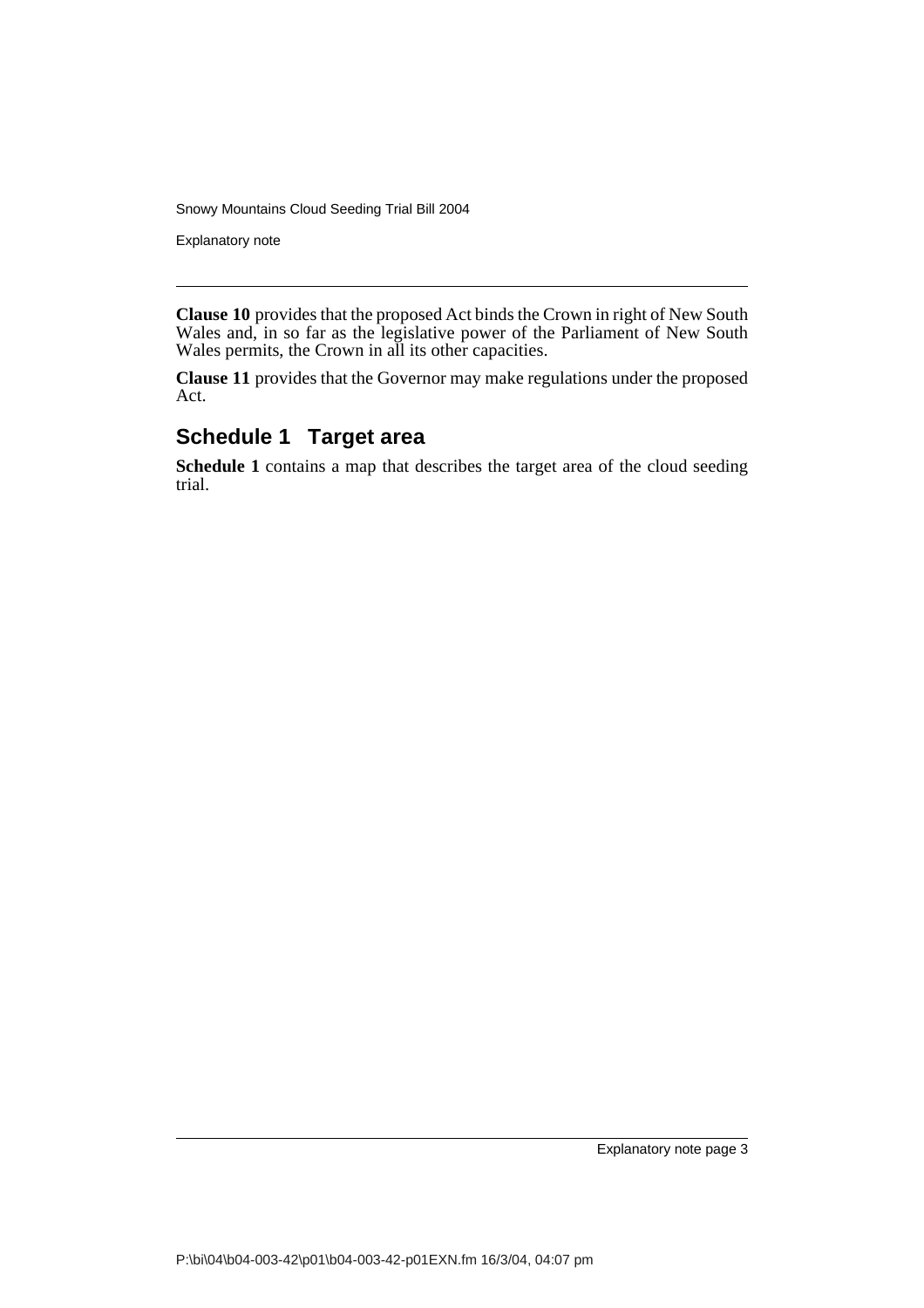**Clause 10** provides that the proposed Act binds the Crown in right of New South Wales and, in so far as the legislative power of the Parliament of New South Wales permits, the Crown in all its other capacities.

**Clause 11** provides that the Governor may make regulations under the proposed Act.

## Schedule 1 Target area

**Schedule 1** contains a map that describes the target area of the cloud seeding trial.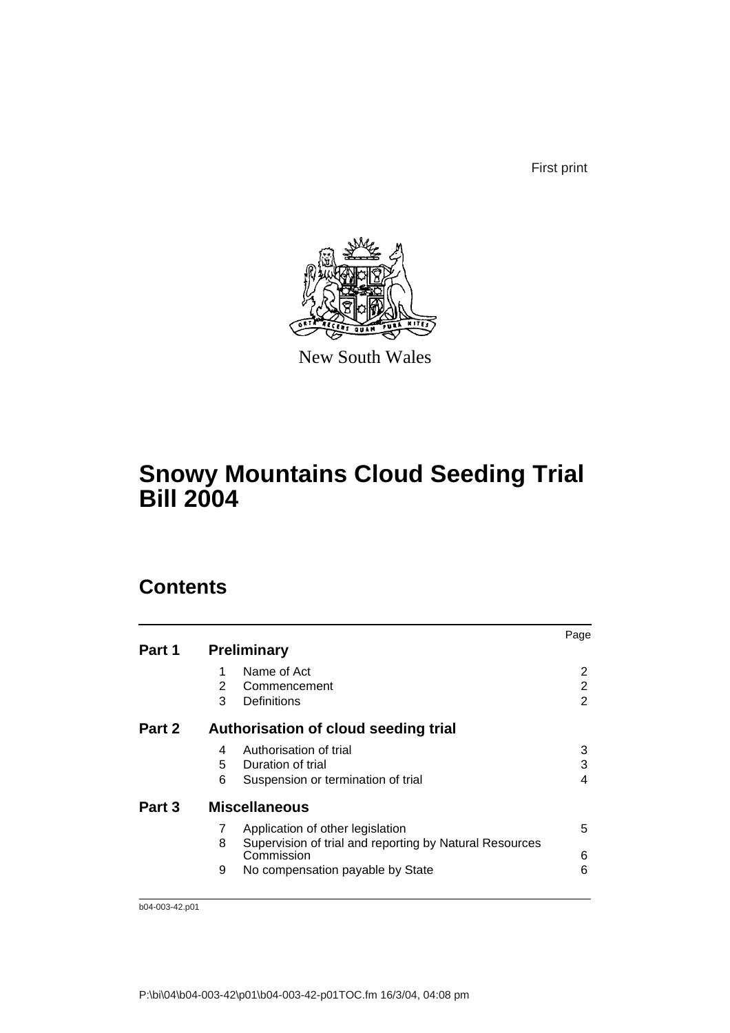First print

New South Wales

# Snowy Mountains Cloud Seeding Trial Bill 2004

## Contents

| | | | Page |
|---|---|---|---|
| **Part 1** | **Preliminary** | | |
| | 1 | Name of Act | 2 |
| | 2 | Commencement | 2 |
| | 3 | Definitions | 2 |
| **Part 2** | **Authorisation of cloud seeding trial** | | |
| | 4 | Authorisation of trial | 3 |
| | 5 | Duration of trial | 3 |
| | 6 | Suspension or termination of trial | 4 |
| **Part 3** | **Miscellaneous** | | |
| | 7 | Application of other legislation | 5 |
| | 8 | Supervision of trial and reporting by Natural Resources Commission | 6 |
| | 9 | No compensation payable by State | 6 |

b04-003-42.p01

P:\bi\04\b04-003-42\p01\b04-003-42-p01TOC.fm 16/3/04, 04:08 pm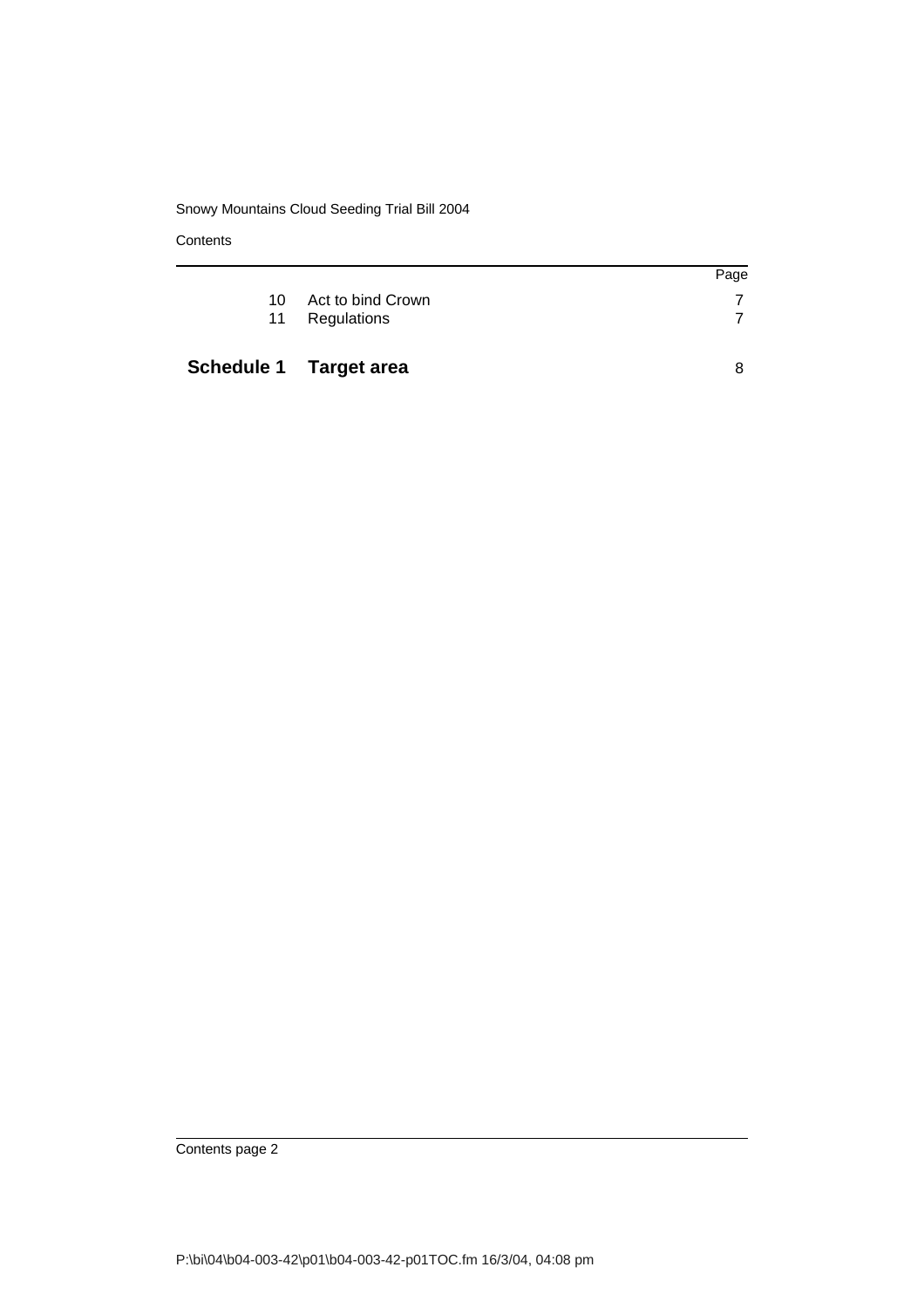| | | Page |
|---|---|---|
| 10 | Act to bind Crown | 7 |
| 11 | Regulations | 7 |
| **Schedule 1** | **Target area** | 8 |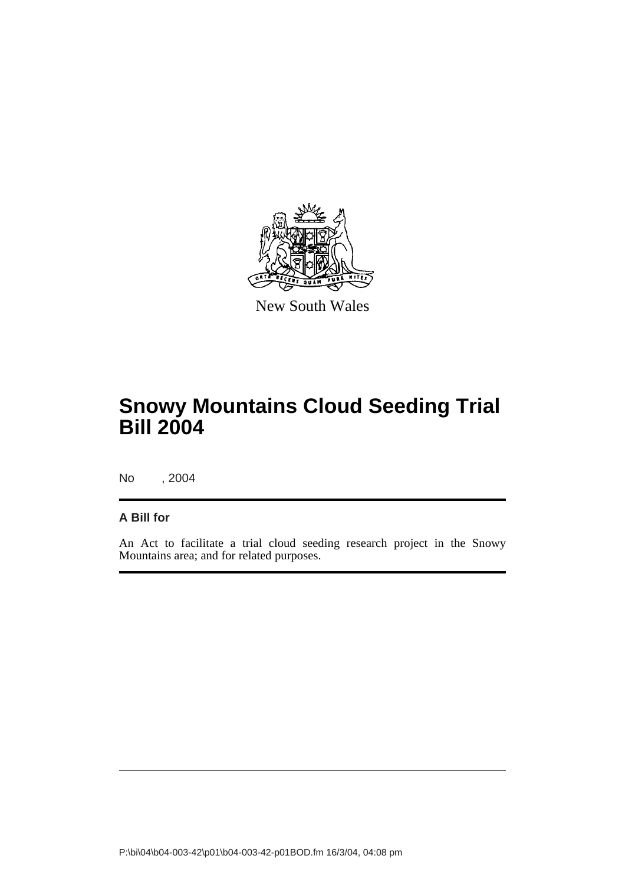New South Wales

# Snowy Mountains Cloud Seeding Trial Bill 2004

No , 2004

**A Bill for**

An Act to facilitate a trial cloud seeding research project in the Snowy Mountains area; and for related purposes.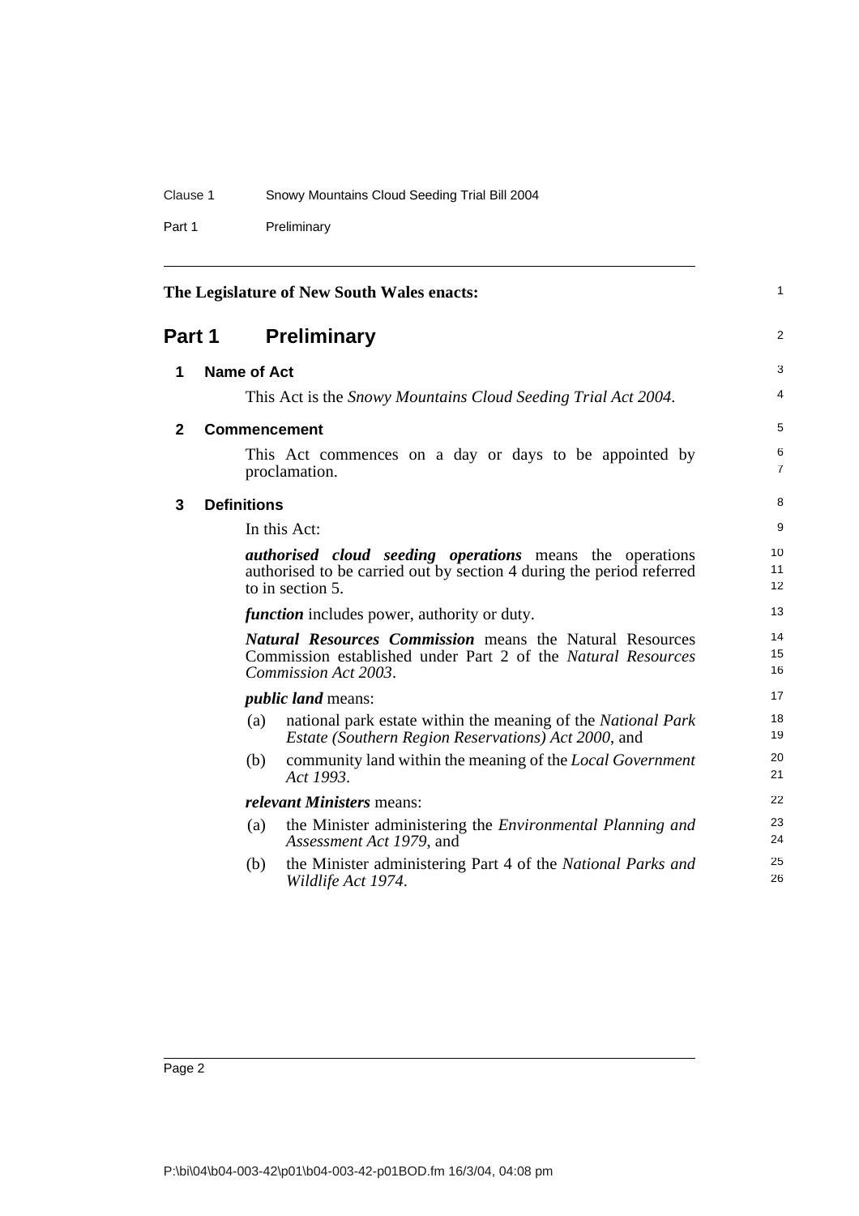The Legislature of New South Wales enacts:

# Part 1 Preliminary

## 1 Name of Act

This Act is the *Snowy Mountains Cloud Seeding Trial Act 2004*.

## 2 Commencement

This Act commences on a day or days to be appointed by proclamation.

## 3 Definitions

In this Act:

***authorised cloud seeding operations*** means the operations authorised to be carried out by section 4 during the period referred to in section 5.

***function*** includes power, authority or duty.

***Natural Resources Commission*** means the Natural Resources Commission established under Part 2 of the *Natural Resources Commission Act 2003*.

***public land*** means:

(a) national park estate within the meaning of the *National Park Estate (Southern Region Reservations) Act 2000*, and

(b) community land within the meaning of the *Local Government Act 1993*.

***relevant Ministers*** means:

(a) the Minister administering the *Environmental Planning and Assessment Act 1979*, and

(b) the Minister administering Part 4 of the *National Parks and Wildlife Act 1974*.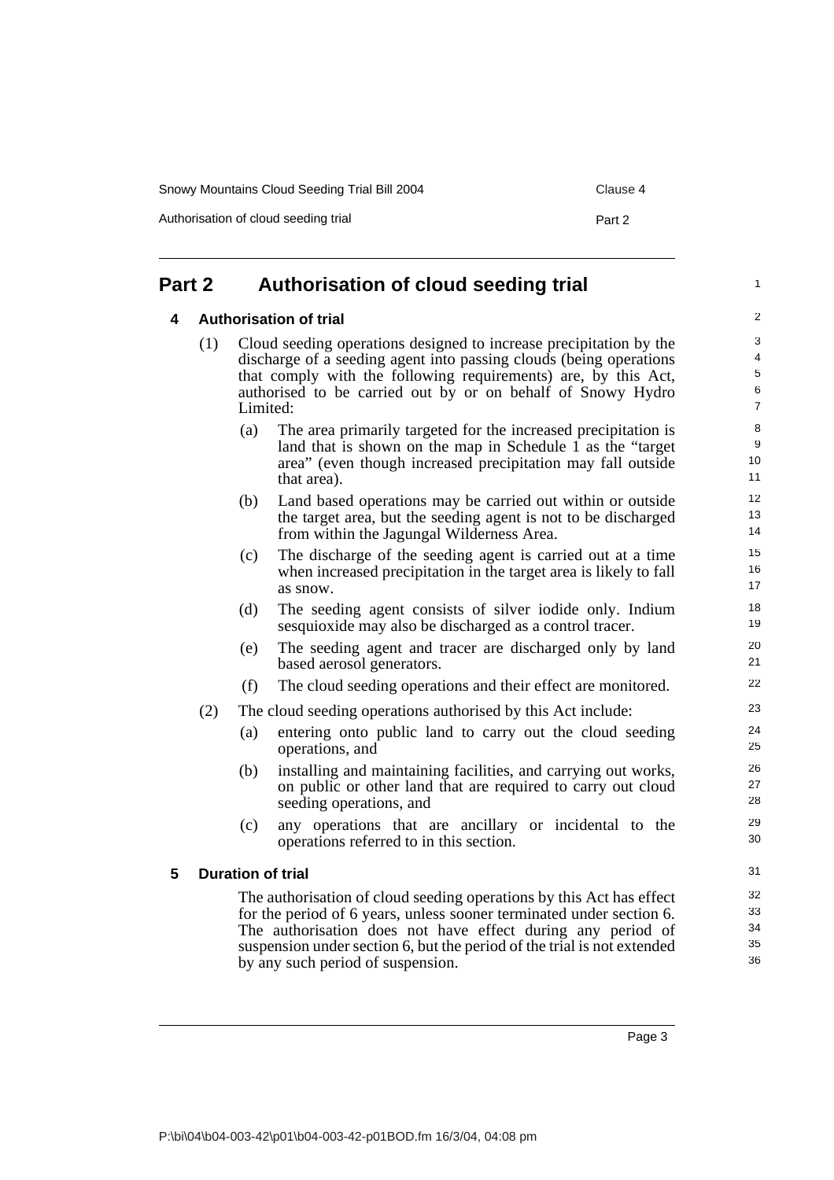## Part 2 Authorisation of cloud seeding trial

### 4 Authorisation of trial

(1) Cloud seeding operations designed to increase precipitation by the discharge of a seeding agent into passing clouds (being operations that comply with the following requirements) are, by this Act, authorised to be carried out by or on behalf of Snowy Hydro Limited:

(a) The area primarily targeted for the increased precipitation is land that is shown on the map in Schedule 1 as the "target area" (even though increased precipitation may fall outside that area).

(b) Land based operations may be carried out within or outside the target area, but the seeding agent is not to be discharged from within the Jagungal Wilderness Area.

(c) The discharge of the seeding agent is carried out at a time when increased precipitation in the target area is likely to fall as snow.

(d) The seeding agent consists of silver iodide only. Indium sesquioxide may also be discharged as a control tracer.

(e) The seeding agent and tracer are discharged only by land based aerosol generators.

(f) The cloud seeding operations and their effect are monitored.

(2) The cloud seeding operations authorised by this Act include:

(a) entering onto public land to carry out the cloud seeding operations, and

(b) installing and maintaining facilities, and carrying out works, on public or other land that are required to carry out cloud seeding operations, and

(c) any operations that are ancillary or incidental to the operations referred to in this section.

### 5 Duration of trial

The authorisation of cloud seeding operations by this Act has effect for the period of 6 years, unless sooner terminated under section 6. The authorisation does not have effect during any period of suspension under section 6, but the period of the trial is not extended by any such period of suspension.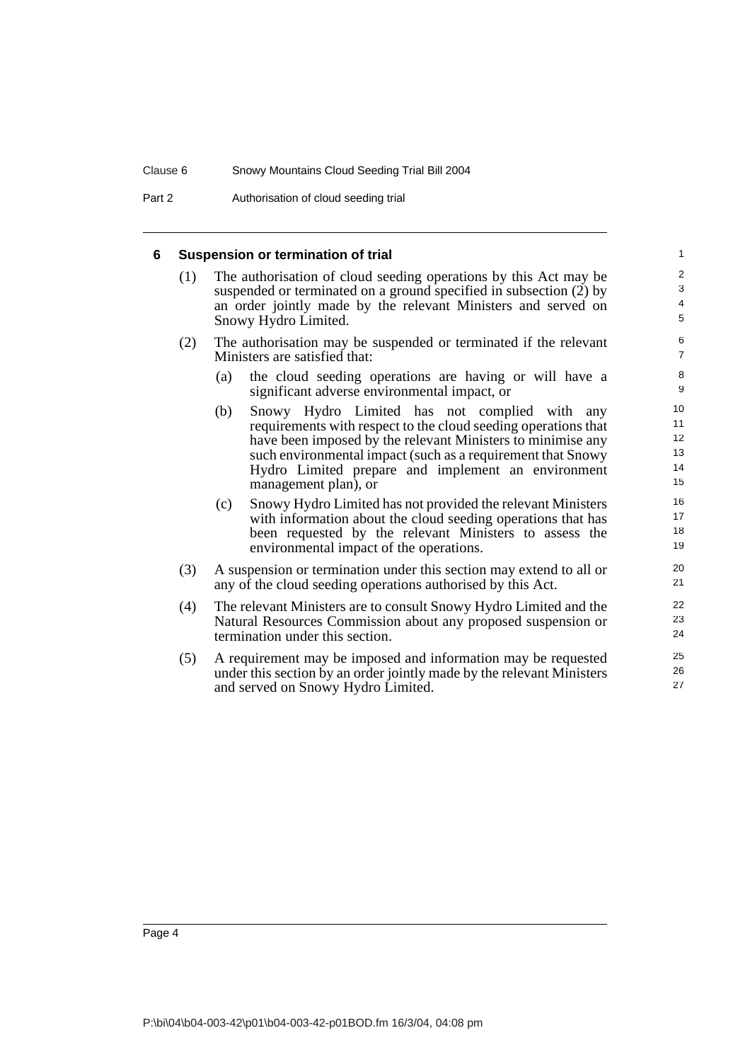## 6 Suspension or termination of trial

(1) The authorisation of cloud seeding operations by this Act may be suspended or terminated on a ground specified in subsection (2) by an order jointly made by the relevant Ministers and served on Snowy Hydro Limited.

(2) The authorisation may be suspended or terminated if the relevant Ministers are satisfied that:

(a) the cloud seeding operations are having or will have a significant adverse environmental impact, or

(b) Snowy Hydro Limited has not complied with any requirements with respect to the cloud seeding operations that have been imposed by the relevant Ministers to minimise any such environmental impact (such as a requirement that Snowy Hydro Limited prepare and implement an environment management plan), or

(c) Snowy Hydro Limited has not provided the relevant Ministers with information about the cloud seeding operations that has been requested by the relevant Ministers to assess the environmental impact of the operations.

(3) A suspension or termination under this section may extend to all or any of the cloud seeding operations authorised by this Act.

(4) The relevant Ministers are to consult Snowy Hydro Limited and the Natural Resources Commission about any proposed suspension or termination under this section.

(5) A requirement may be imposed and information may be requested under this section by an order jointly made by the relevant Ministers and served on Snowy Hydro Limited.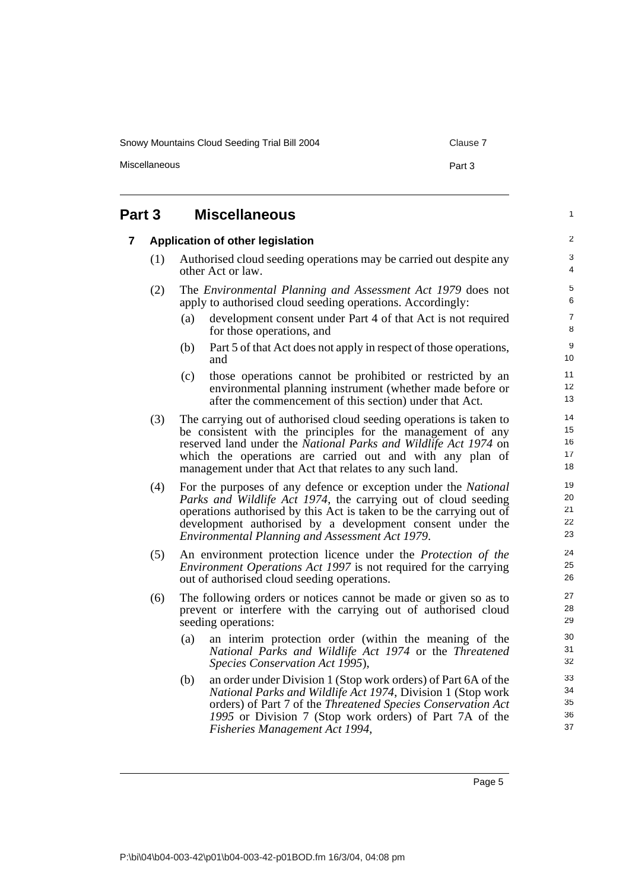# Part 3 Miscellaneous

## 7 Application of other legislation

(1) Authorised cloud seeding operations may be carried out despite any other Act or law.

(2) The *Environmental Planning and Assessment Act 1979* does not apply to authorised cloud seeding operations. Accordingly:

- (a) development consent under Part 4 of that Act is not required for those operations, and
- (b) Part 5 of that Act does not apply in respect of those operations, and
- (c) those operations cannot be prohibited or restricted by an environmental planning instrument (whether made before or after the commencement of this section) under that Act.

(3) The carrying out of authorised cloud seeding operations is taken to be consistent with the principles for the management of any reserved land under the *National Parks and Wildlife Act 1974* on which the operations are carried out and with any plan of management under that Act that relates to any such land.

(4) For the purposes of any defence or exception under the *National Parks and Wildlife Act 1974*, the carrying out of cloud seeding operations authorised by this Act is taken to be the carrying out of development authorised by a development consent under the *Environmental Planning and Assessment Act 1979*.

(5) An environment protection licence under the *Protection of the Environment Operations Act 1997* is not required for the carrying out of authorised cloud seeding operations.

(6) The following orders or notices cannot be made or given so as to prevent or interfere with the carrying out of authorised cloud seeding operations:

- (a) an interim protection order (within the meaning of the *National Parks and Wildlife Act 1974* or the *Threatened Species Conservation Act 1995*),
- (b) an order under Division 1 (Stop work orders) of Part 6A of the *National Parks and Wildlife Act 1974*, Division 1 (Stop work orders) of Part 7 of the *Threatened Species Conservation Act 1995* or Division 7 (Stop work orders) of Part 7A of the *Fisheries Management Act 1994*,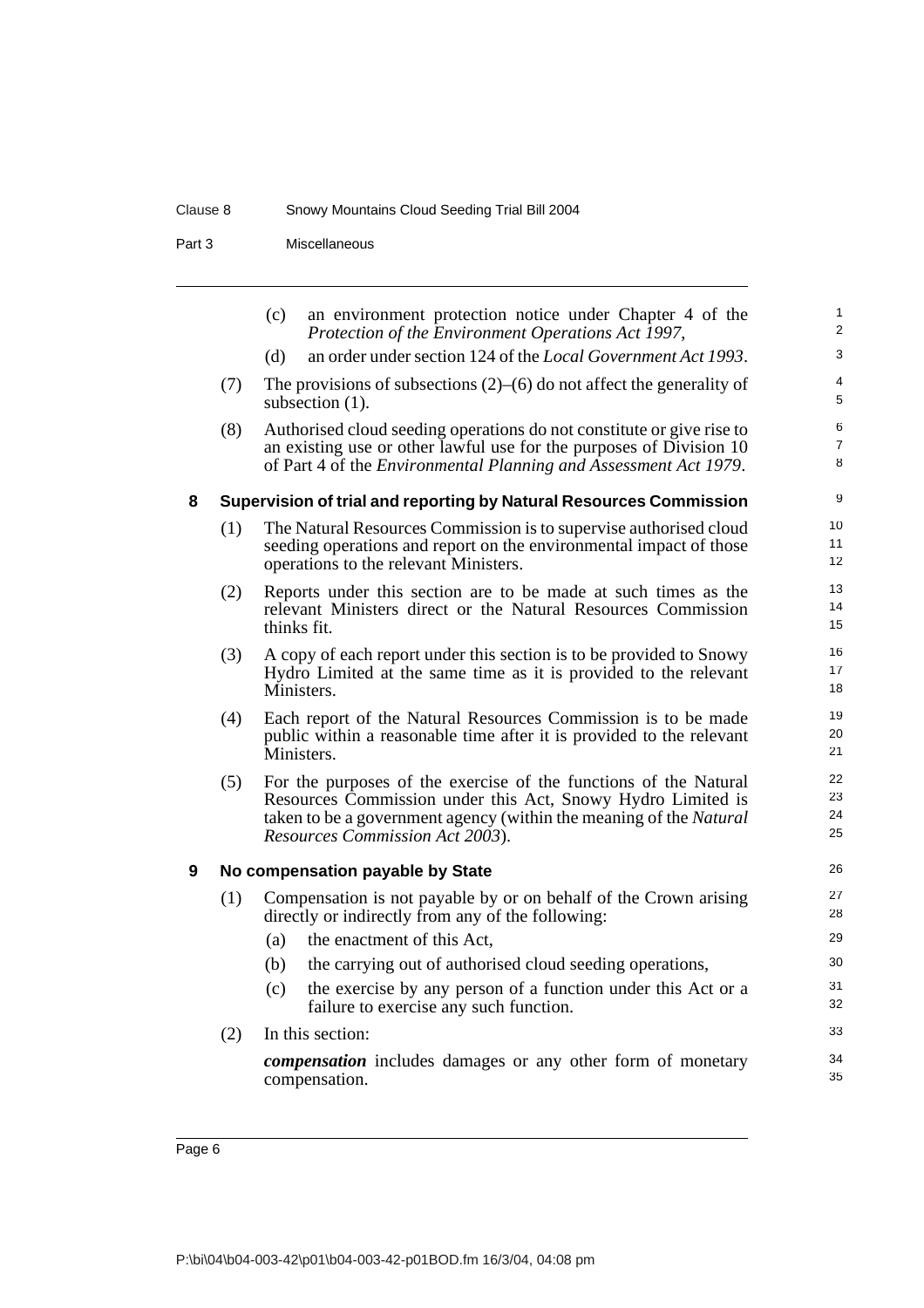(c) an environment protection notice under Chapter 4 of the *Protection of the Environment Operations Act 1997*,

(d) an order under section 124 of the *Local Government Act 1993*.

(7) The provisions of subsections (2)–(6) do not affect the generality of subsection (1).

(8) Authorised cloud seeding operations do not constitute or give rise to an existing use or other lawful use for the purposes of Division 10 of Part 4 of the *Environmental Planning and Assessment Act 1979*.

### 8 Supervision of trial and reporting by Natural Resources Commission

(1) The Natural Resources Commission is to supervise authorised cloud seeding operations and report on the environmental impact of those operations to the relevant Ministers.

(2) Reports under this section are to be made at such times as the relevant Ministers direct or the Natural Resources Commission thinks fit.

(3) A copy of each report under this section is to be provided to Snowy Hydro Limited at the same time as it is provided to the relevant Ministers.

(4) Each report of the Natural Resources Commission is to be made public within a reasonable time after it is provided to the relevant Ministers.

(5) For the purposes of the exercise of the functions of the Natural Resources Commission under this Act, Snowy Hydro Limited is taken to be a government agency (within the meaning of the *Natural Resources Commission Act 2003*).

### 9 No compensation payable by State

(1) Compensation is not payable by or on behalf of the Crown arising directly or indirectly from any of the following:

(a) the enactment of this Act,

(b) the carrying out of authorised cloud seeding operations,

(c) the exercise by any person of a function under this Act or a failure to exercise any such function.

(2) In this section:

***compensation*** includes damages or any other form of monetary compensation.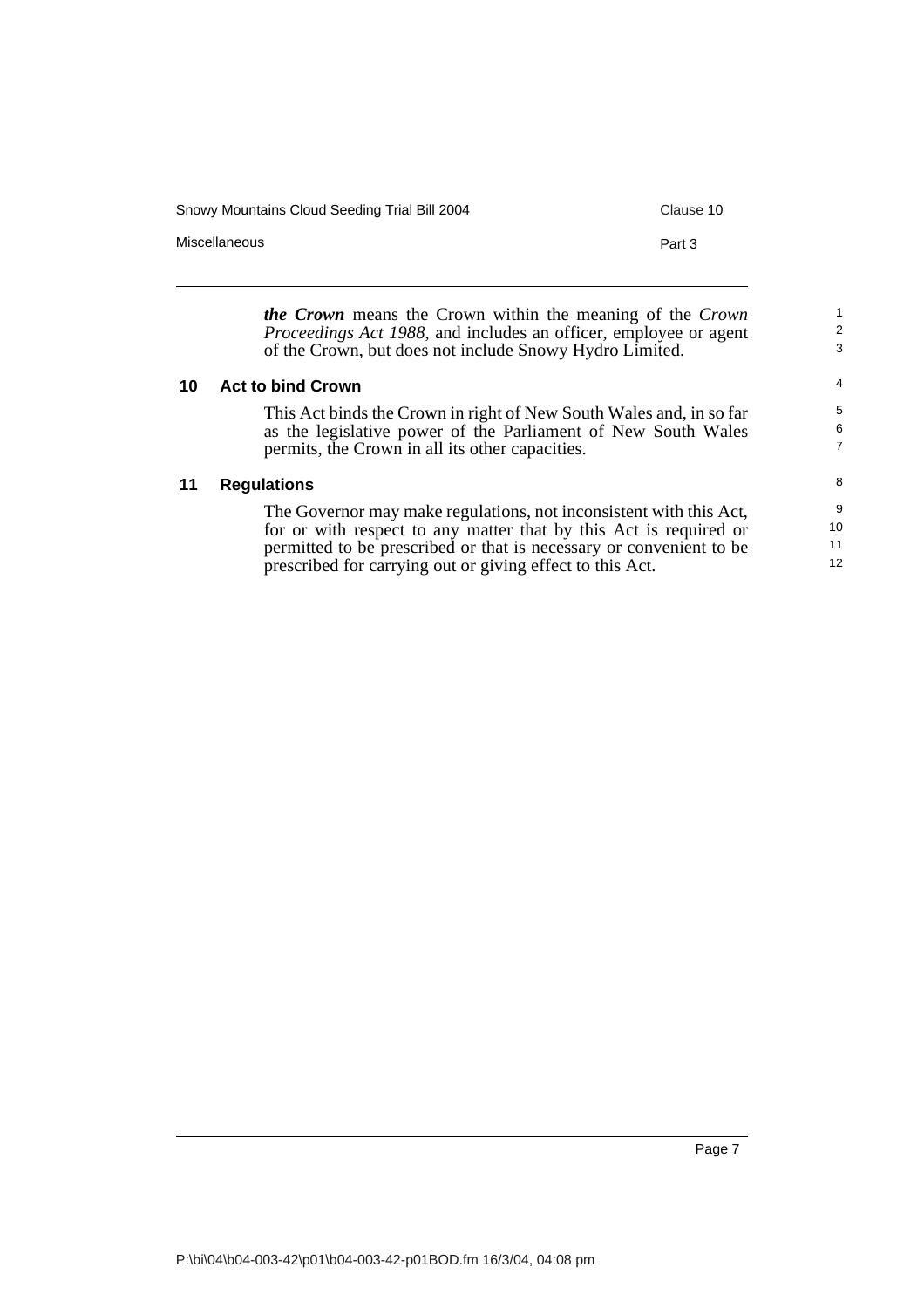***the Crown*** means the Crown within the meaning of the *Crown Proceedings Act 1988*, and includes an officer, employee or agent of the Crown, but does not include Snowy Hydro Limited.

## 10 Act to bind Crown

This Act binds the Crown in right of New South Wales and, in so far as the legislative power of the Parliament of New South Wales permits, the Crown in all its other capacities.

## 11 Regulations

The Governor may make regulations, not inconsistent with this Act, for or with respect to any matter that by this Act is required or permitted to be prescribed or that is necessary or convenient to be prescribed for carrying out or giving effect to this Act.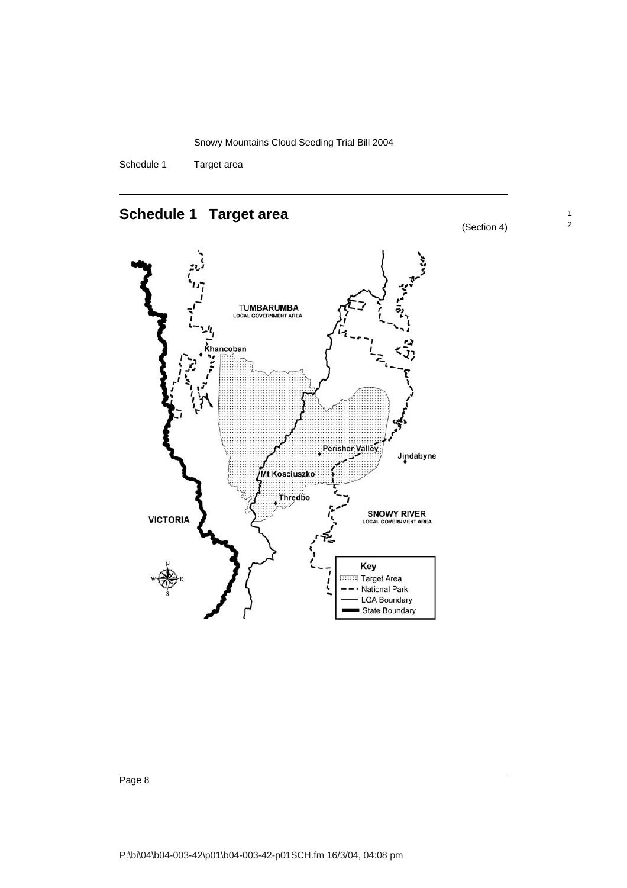# Schedule 1 Target area

(Section 4)

TUMBARUMBA
LOCAL GOVERNMENT AREA

Khancoban

Perisher Valley

Jindabyne

Mt Kosciuszko

Thredbo

VICTORIA

SNOWY RIVER
LOCAL GOVERNMENT AREA

Key
Target Area
National Park
LGA Boundary
State Boundary